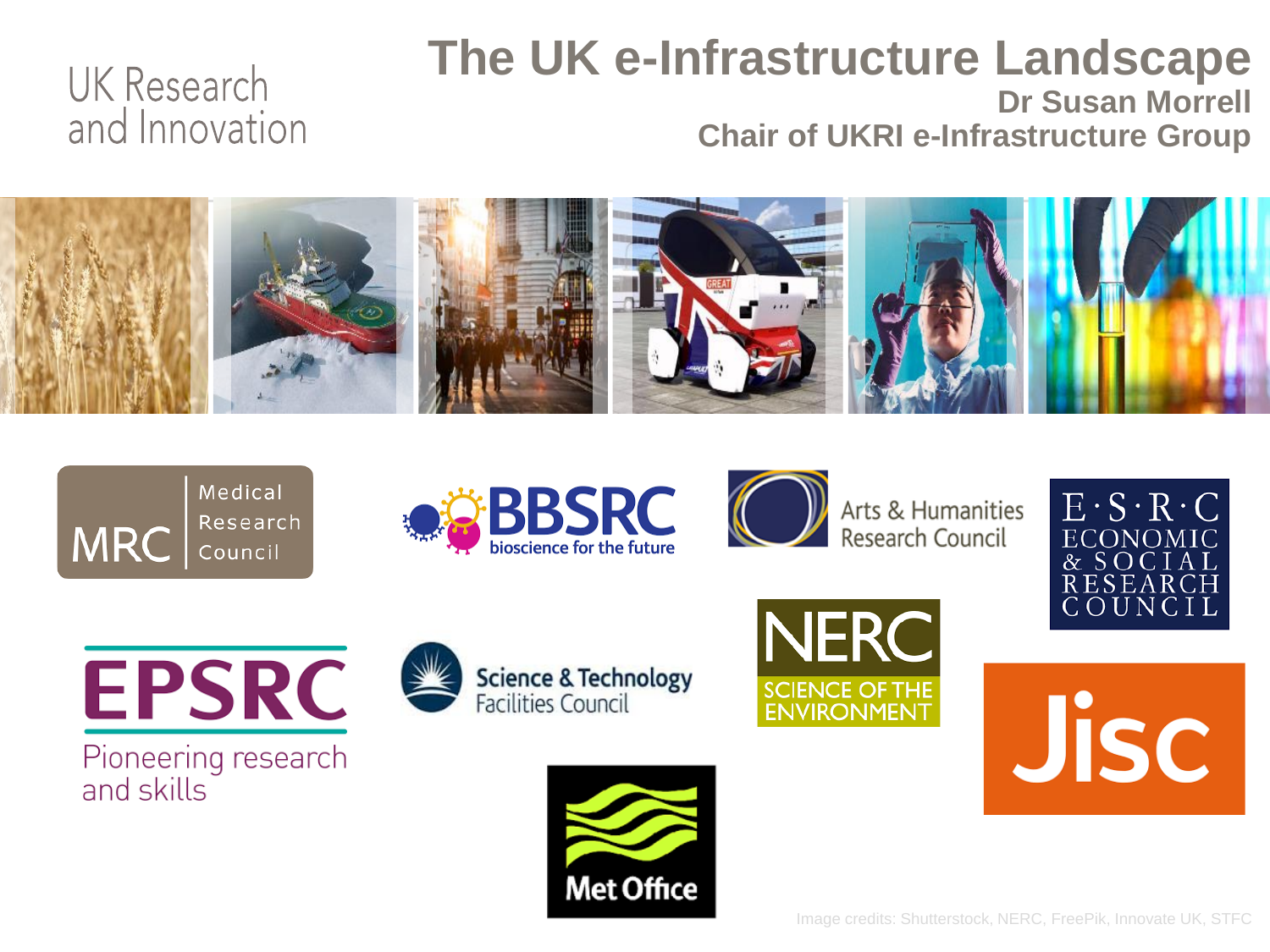UK Research and Innovation

# The UK e-Infrastructure Landscape

**Dr Susan Morrell**

**Chair of UKRI e-Infrastructure Group**

MRC Medical Research Council

BBSRC bioscience for the future

Arts & Humanities Research Council

E·S·R·C ECONOMIC & SOCIAL RESEARCH COUNCIL

EPSRC Pioneering research and skills

Science & Technology Facilities Council

NERC SCIENCE OF THE ENVIRONMENT

Jisc

Met Office

Image credits: Shutterstock, NERC, FreePik, Innovate UK, STFC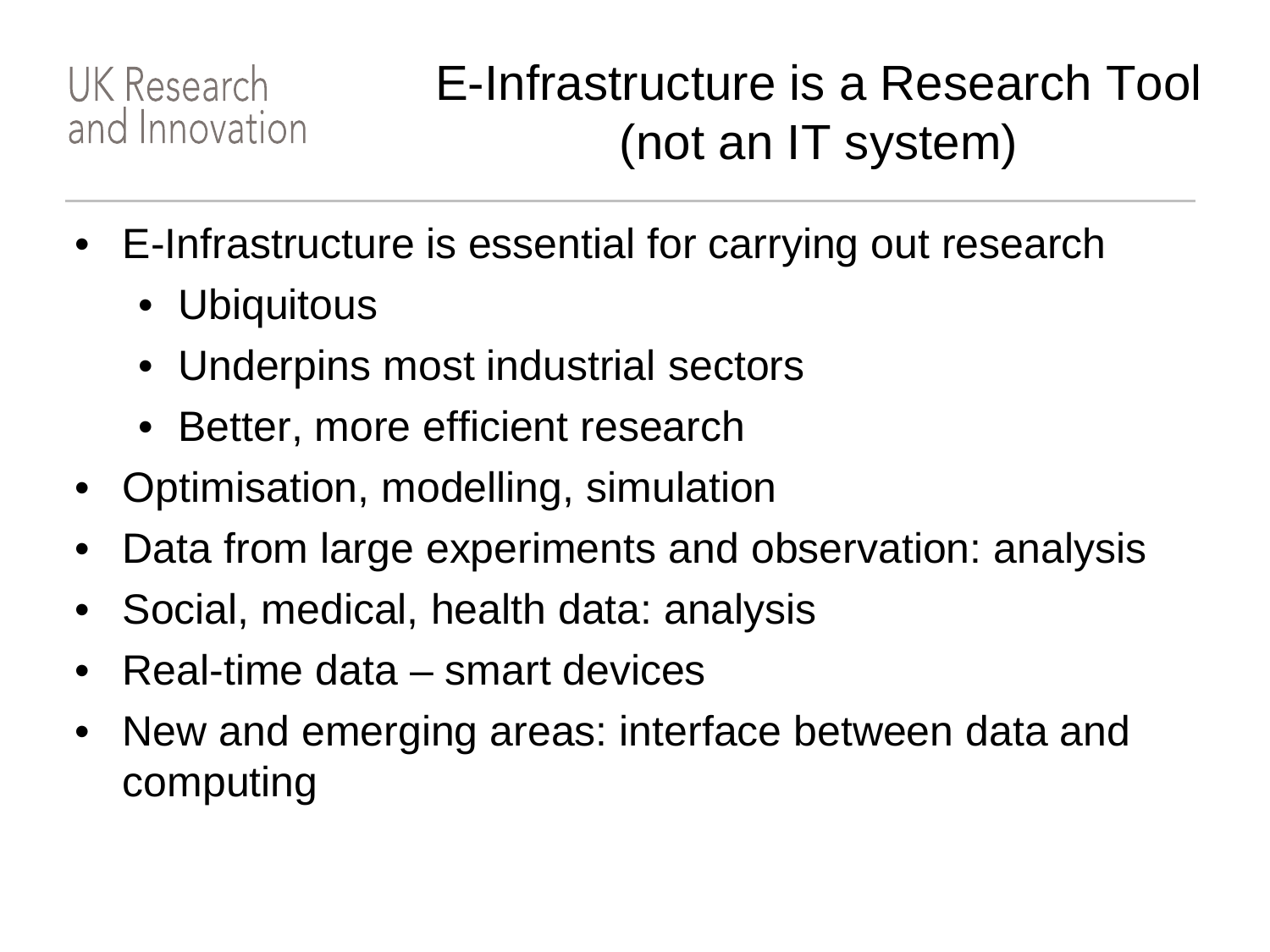# E-Infrastructure is a Research Tool (not an IT system)

UK Research and Innovation

- E-Infrastructure is essential for carrying out research
  - Ubiquitous
  - Underpins most industrial sectors
  - Better, more efficient research
- Optimisation, modelling, simulation
- Data from large experiments and observation: analysis
- Social, medical, health data: analysis
- Real-time data – smart devices
- New and emerging areas: interface between data and computing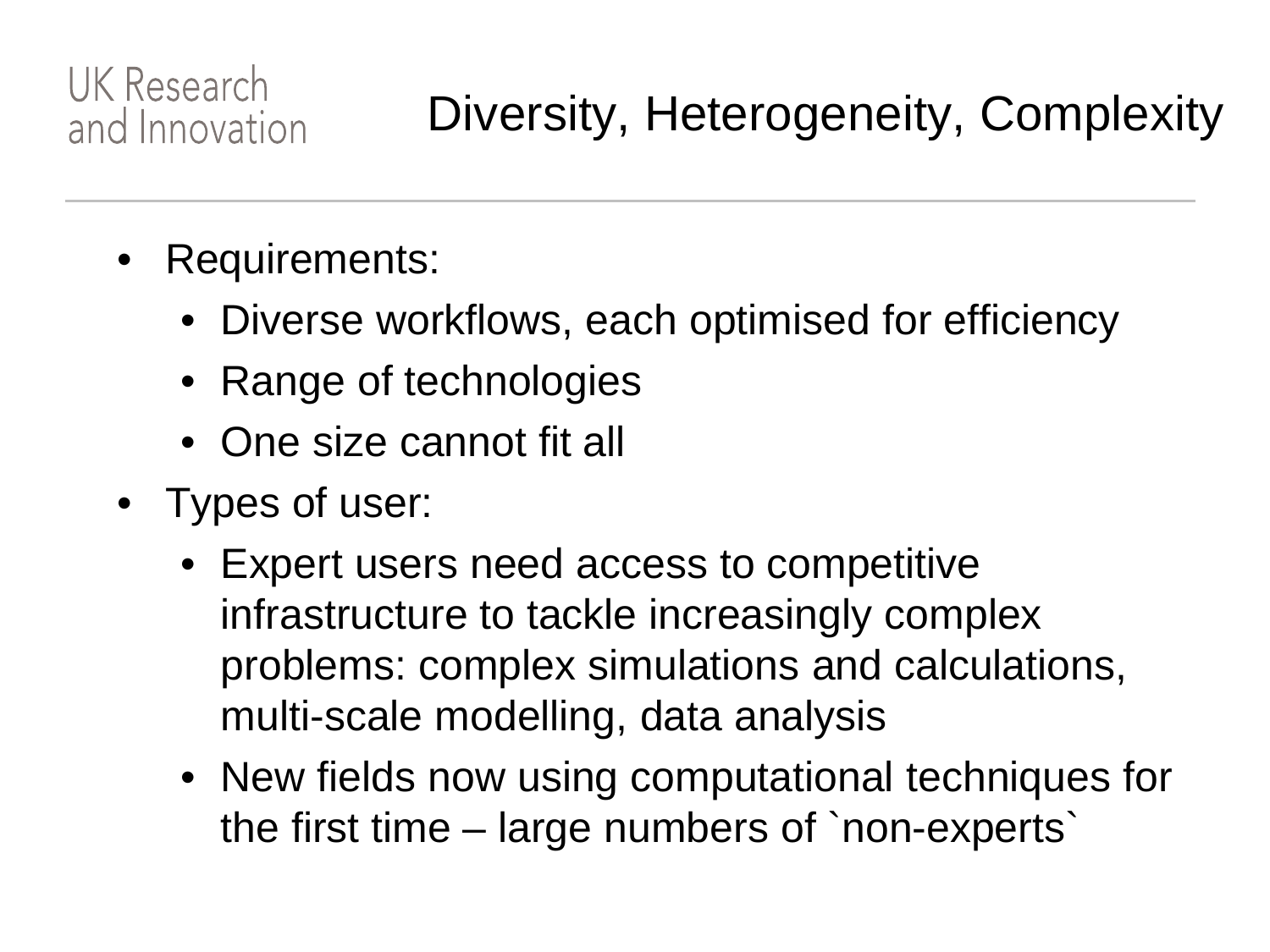# Diversity, Heterogeneity, Complexity

- Requirements:
  - Diverse workflows, each optimised for efficiency
  - Range of technologies
  - One size cannot fit all
- Types of user:
  - Expert users need access to competitive infrastructure to tackle increasingly complex problems: complex simulations and calculations, multi-scale modelling, data analysis
  - New fields now using computational techniques for the first time – large numbers of `non-experts`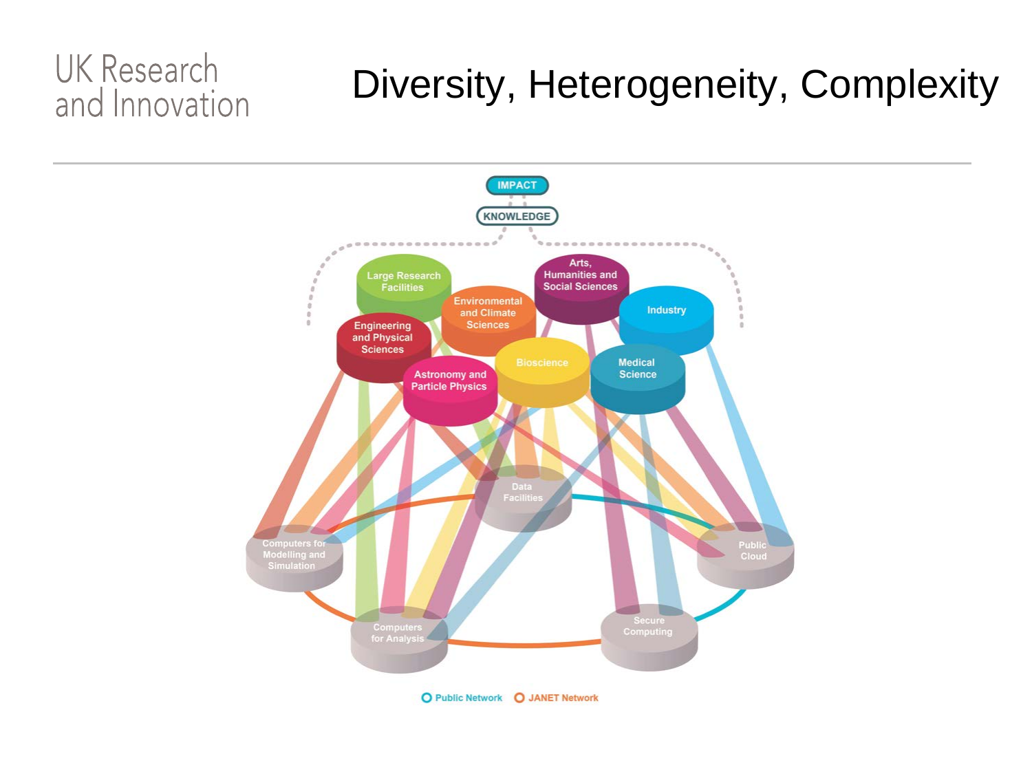# Diversity, Heterogeneity, Complexity

IMPACT

KNOWLEDGE

Large Research Facilities

Environmental and Climate Sciences

Arts, Humanities and Social Sciences

Industry

Engineering and Physical Sciences

Bioscience

Medical Science

Astronomy and Particle Physics

Data Facilities

Computers for Modelling and Simulation

Public Cloud

Computers for Analysis

Secure Computing

Public Network

JANET Network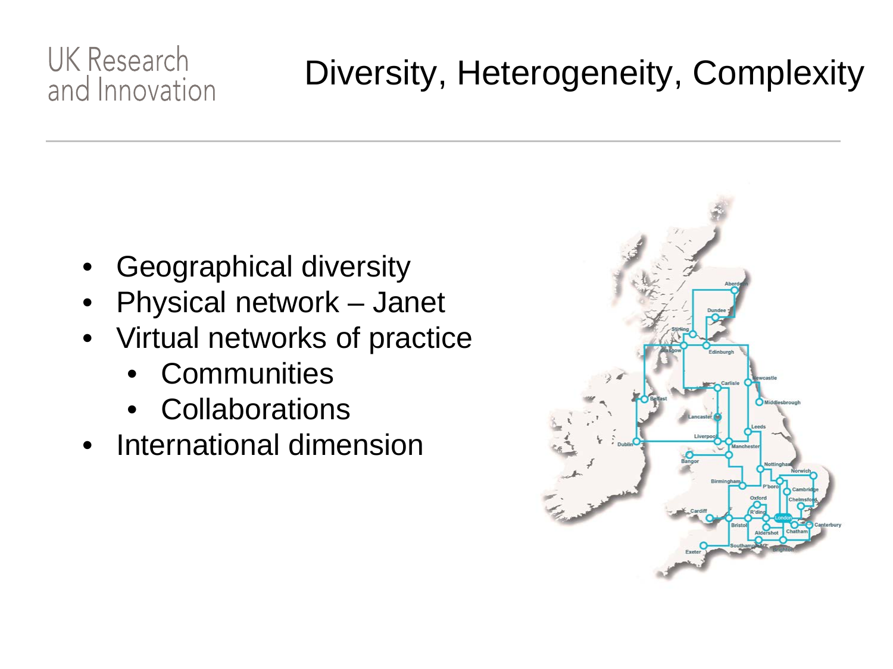UK Research and Innovation

# Diversity, Heterogeneity, Complexity

- Geographical diversity
- Physical network – Janet
- Virtual networks of practice
  - Communities
  - Collaborations
- International dimension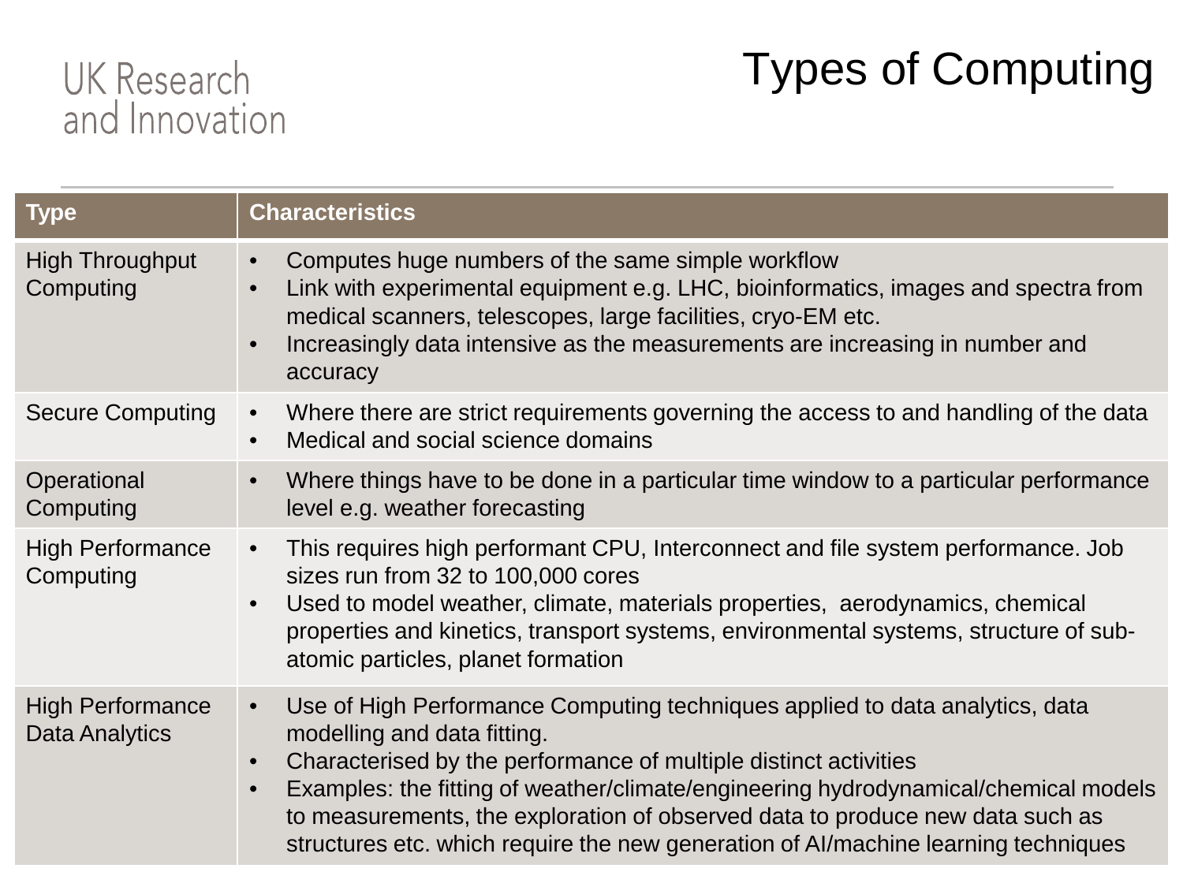# Types of Computing

UK Research and Innovation

| Type | Characteristics |
| --- | --- |
| High Throughput Computing | • Computes huge numbers of the same simple workflow<br>• Link with experimental equipment e.g. LHC, bioinformatics, images and spectra from medical scanners, telescopes, large facilities, cryo-EM etc.<br>• Increasingly data intensive as the measurements are increasing in number and accuracy |
| Secure Computing | • Where there are strict requirements governing the access to and handling of the data<br>• Medical and social science domains |
| Operational Computing | • Where things have to be done in a particular time window to a particular performance level e.g. weather forecasting |
| High Performance Computing | • This requires high performant CPU, Interconnect and file system performance. Job sizes run from 32 to 100,000 cores<br>• Used to model weather, climate, materials properties, aerodynamics, chemical properties and kinetics, transport systems, environmental systems, structure of sub-atomic particles, planet formation |
| High Performance Data Analytics | • Use of High Performance Computing techniques applied to data analytics, data modelling and data fitting.<br>• Characterised by the performance of multiple distinct activities<br>• Examples: the fitting of weather/climate/engineering hydrodynamical/chemical models to measurements, the exploration of observed data to produce new data such as structures etc. which require the new generation of AI/machine learning techniques |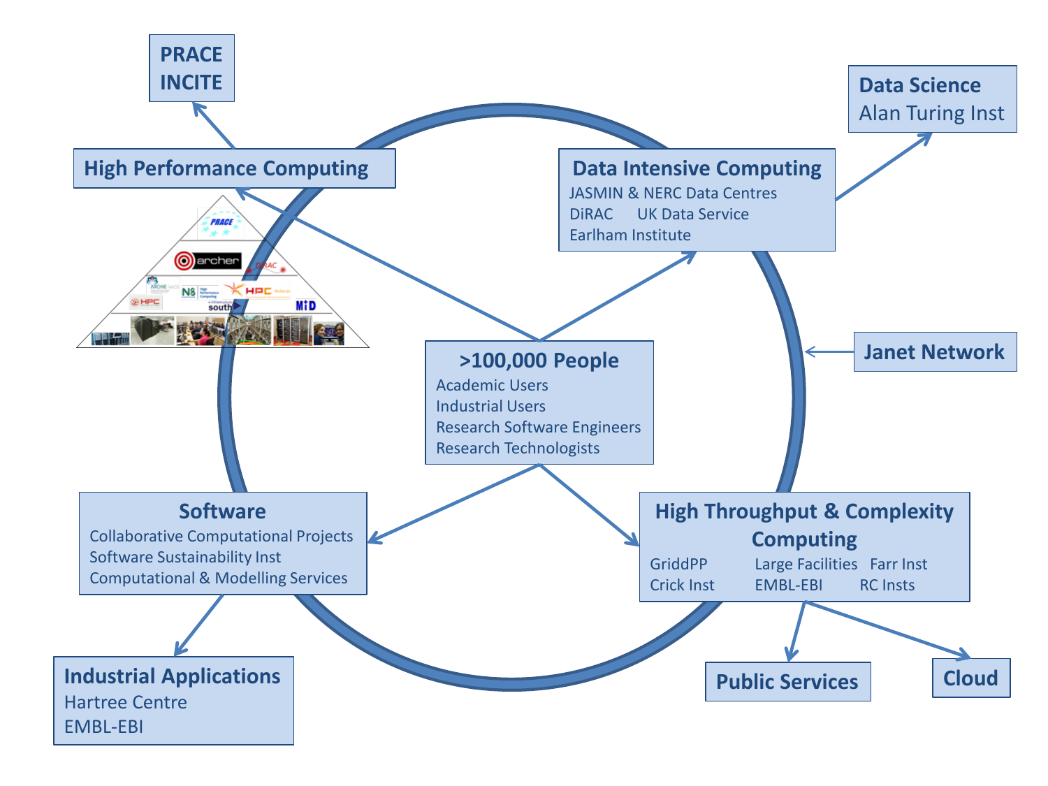PRACE
INCITE

**High Performance Computing**

**Data Science**
Alan Turing Inst

**Data Intensive Computing**
JASMIN & NERC Data Centres
DiRAC UK Data Service
Earlham Institute

**Janet Network**

**>100,000 People**
Academic Users
Industrial Users
Research Software Engineers
Research Technologists

**Software**
Collaborative Computational Projects
Software Sustainability Inst
Computational & Modelling Services

**High Throughput & Complexity Computing**
GriddPP Large Facilities Farr Inst
Crick Inst EMBL-EBI RC Insts

**Industrial Applications**
Hartree Centre
EMBL-EBI

**Public Services**

**Cloud**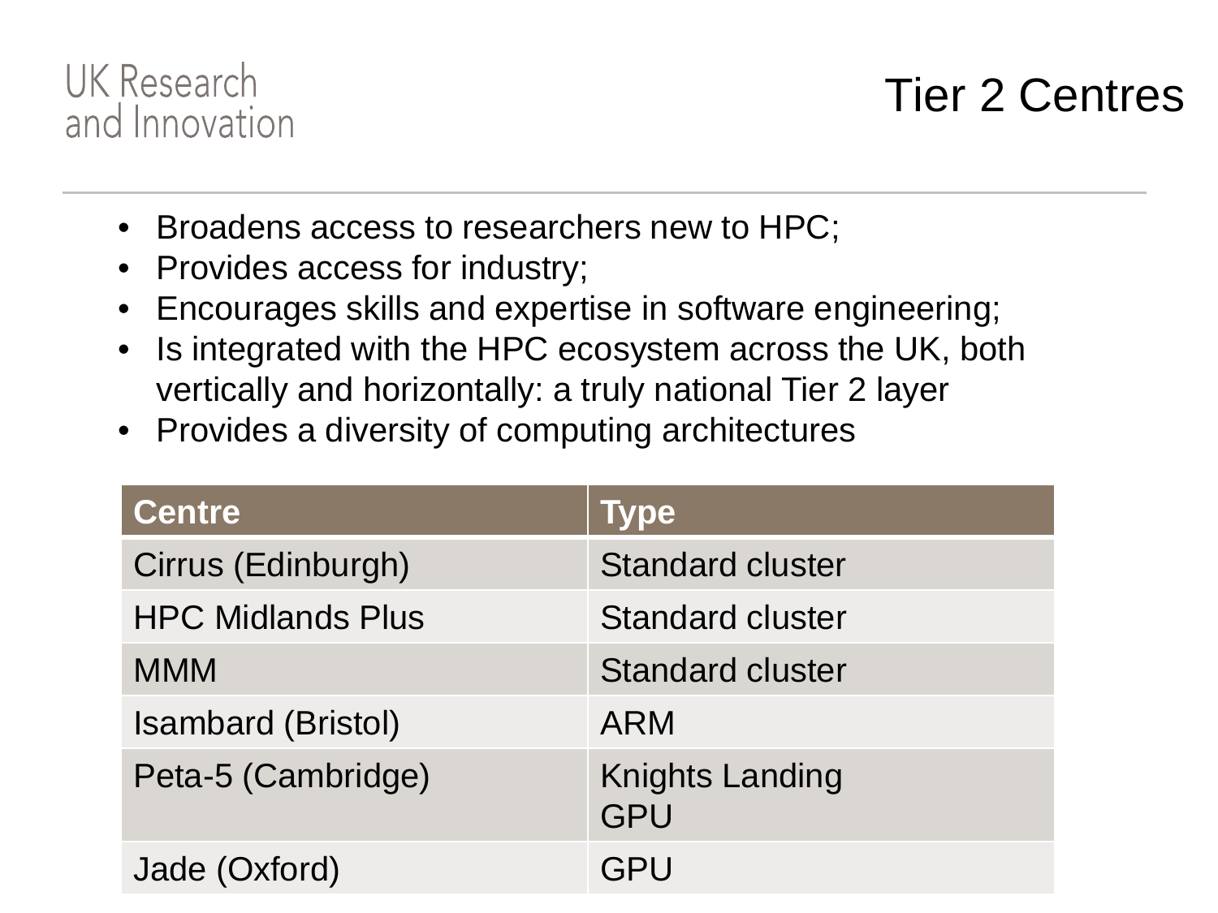# Tier 2 Centres

- Broadens access to researchers new to HPC;
- Provides access for industry;
- Encourages skills and expertise in software engineering;
- Is integrated with the HPC ecosystem across the UK, both vertically and horizontally: a truly national Tier 2 layer
- Provides a diversity of computing architectures

| Centre | Type |
| --- | --- |
| Cirrus (Edinburgh) | Standard cluster |
| HPC Midlands Plus | Standard cluster |
| MMM | Standard cluster |
| Isambard (Bristol) | ARM |
| Peta-5 (Cambridge) | Knights Landing<br>GPU |
| Jade (Oxford) | GPU |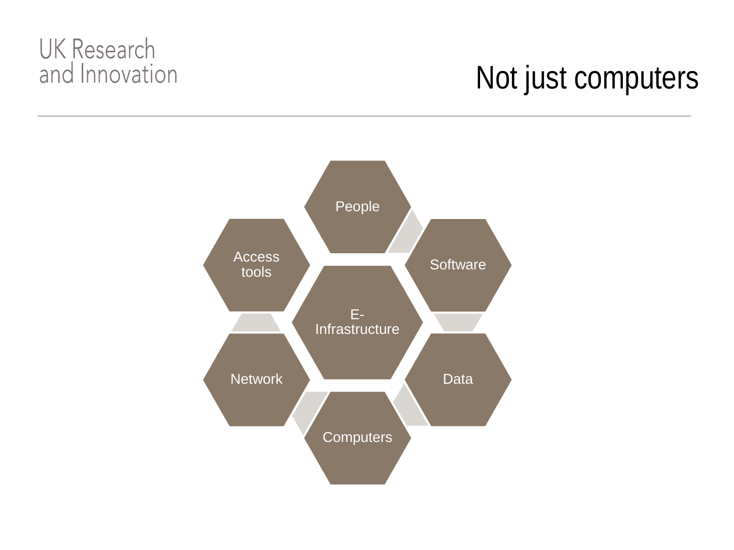# Not just computers

- People
- Software
- Data
- Computers
- Network
- Access tools
- E-Infrastructure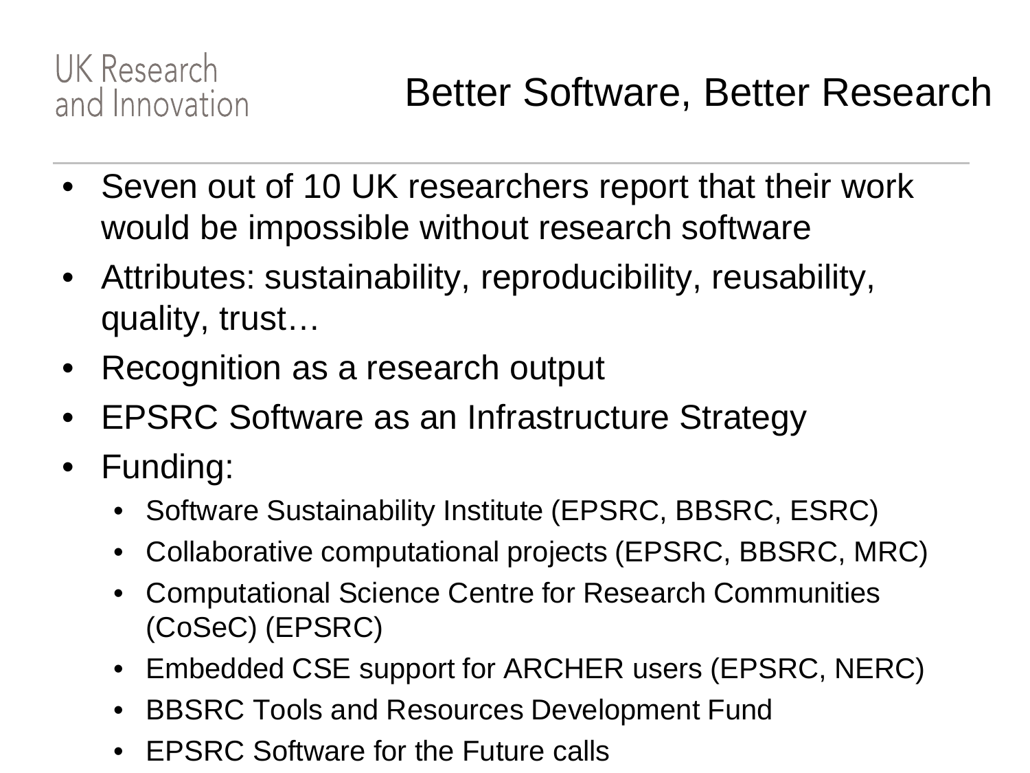UK Research and Innovation

# Better Software, Better Research

- Seven out of 10 UK researchers report that their work would be impossible without research software
- Attributes: sustainability, reproducibility, reusability, quality, trust…
- Recognition as a research output
- EPSRC Software as an Infrastructure Strategy
- Funding:
  - Software Sustainability Institute (EPSRC, BBSRC, ESRC)
  - Collaborative computational projects (EPSRC, BBSRC, MRC)
  - Computational Science Centre for Research Communities (CoSeC) (EPSRC)
  - Embedded CSE support for ARCHER users (EPSRC, NERC)
  - BBSRC Tools and Resources Development Fund
  - EPSRC Software for the Future calls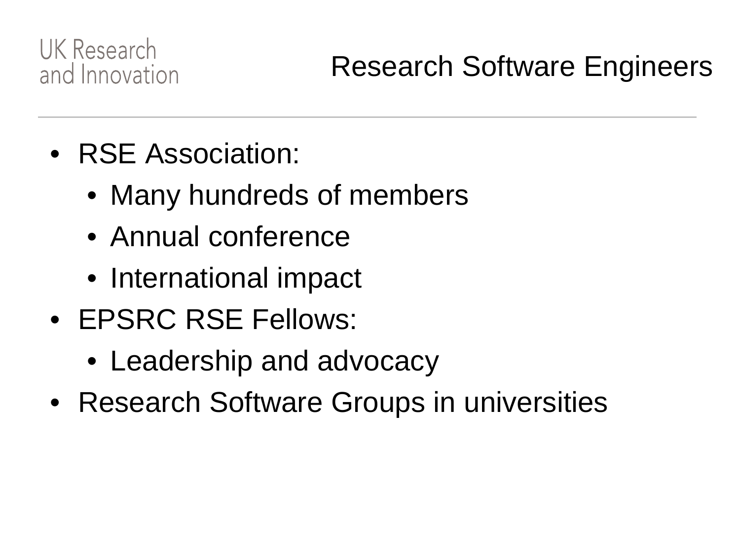# Research Software Engineers

- RSE Association:
  - Many hundreds of members
  - Annual conference
  - International impact
- EPSRC RSE Fellows:
  - Leadership and advocacy
- Research Software Groups in universities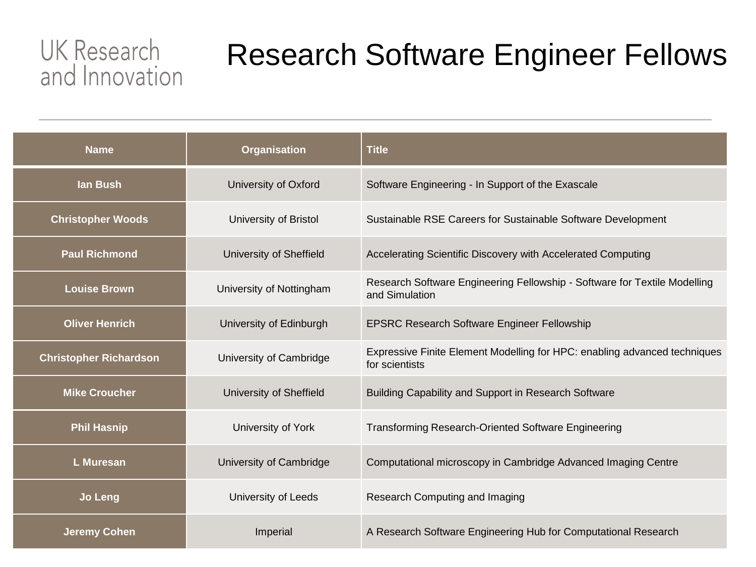UK Research and Innovation

# Research Software Engineer Fellows

| Name | Organisation | Title |
|---|---|---|
| Ian Bush | University of Oxford | Software Engineering - In Support of the Exascale |
| Christopher Woods | University of Bristol | Sustainable RSE Careers for Sustainable Software Development |
| Paul Richmond | University of Sheffield | Accelerating Scientific Discovery with Accelerated Computing |
| Louise Brown | University of Nottingham | Research Software Engineering Fellowship - Software for Textile Modelling and Simulation |
| Oliver Henrich | University of Edinburgh | EPSRC Research Software Engineer Fellowship |
| Christopher Richardson | University of Cambridge | Expressive Finite Element Modelling for HPC: enabling advanced techniques for scientists |
| Mike Croucher | University of Sheffield | Building Capability and Support in Research Software |
| Phil Hasnip | University of York | Transforming Research-Oriented Software Engineering |
| L Muresan | University of Cambridge | Computational microscopy in Cambridge Advanced Imaging Centre |
| Jo Leng | University of Leeds | Research Computing and Imaging |
| Jeremy Cohen | Imperial | A Research Software Engineering Hub for Computational Research |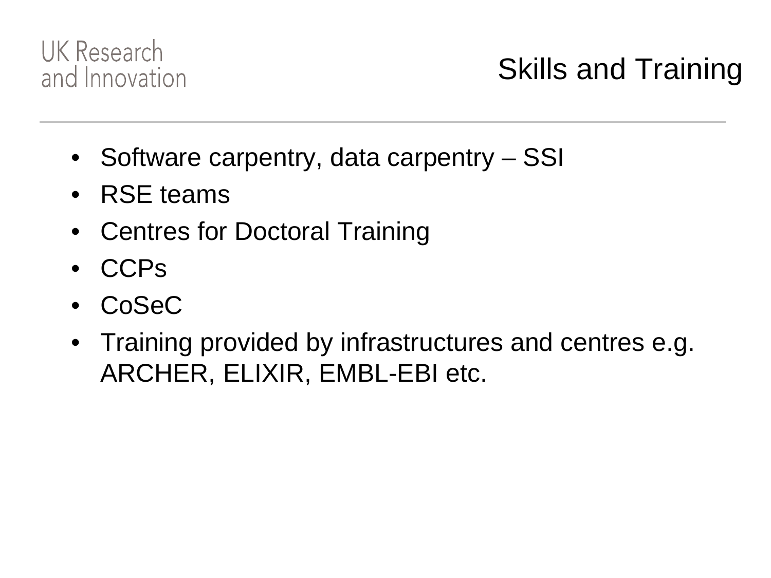# Skills and Training

- Software carpentry, data carpentry – SSI
- RSE teams
- Centres for Doctoral Training
- CCPs
- CoSeC
- Training provided by infrastructures and centres e.g. ARCHER, ELIXIR, EMBL-EBI etc.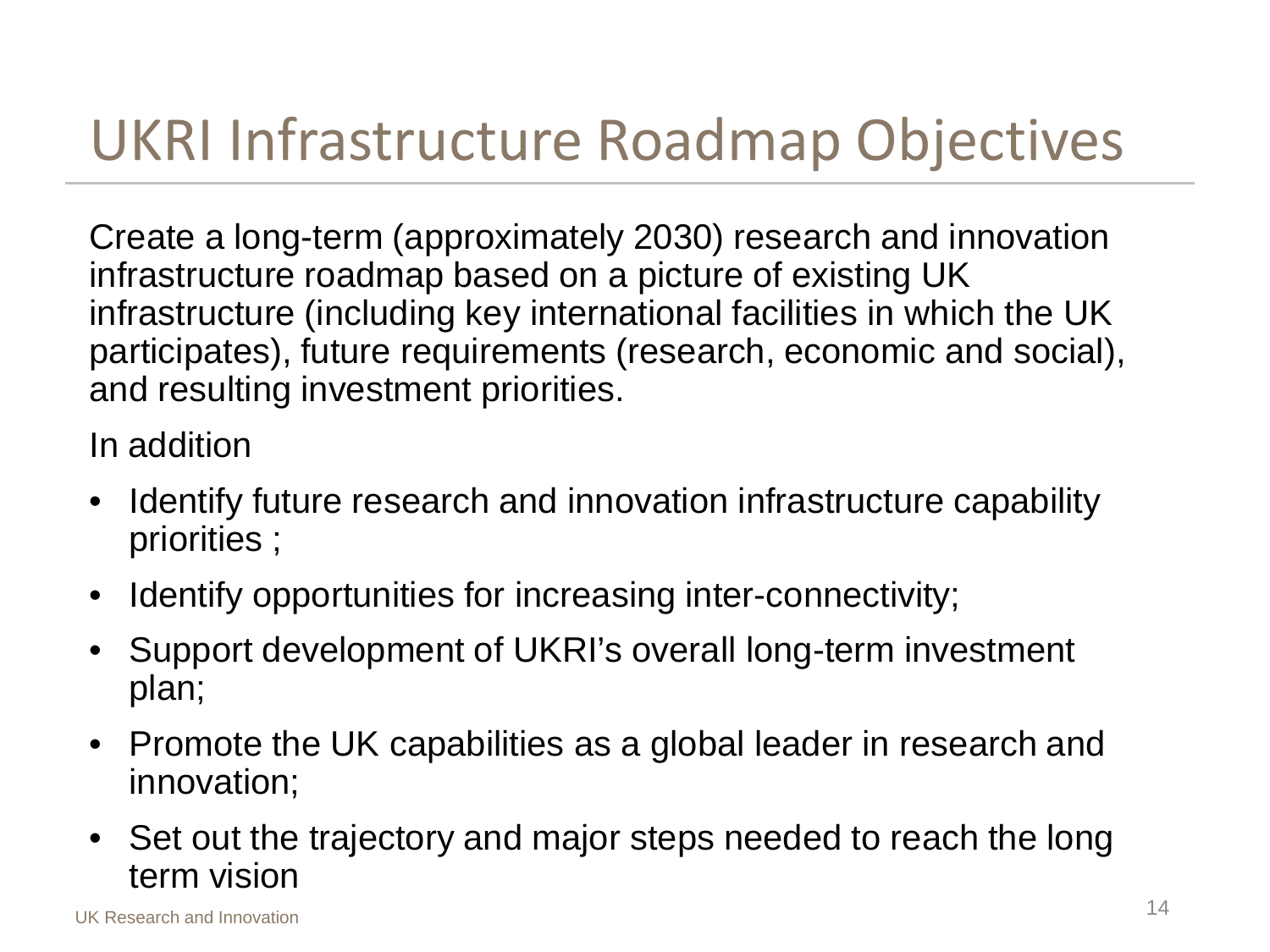# UKRI Infrastructure Roadmap Objectives

Create a long-term (approximately 2030) research and innovation infrastructure roadmap based on a picture of existing UK infrastructure (including key international facilities in which the UK participates), future requirements (research, economic and social), and resulting investment priorities.

In addition

- Identify future research and innovation infrastructure capability priorities ;
- Identify opportunities for increasing inter-connectivity;
- Support development of UKRI's overall long-term investment plan;
- Promote the UK capabilities as a global leader in research and innovation;
- Set out the trajectory and major steps needed to reach the long term vision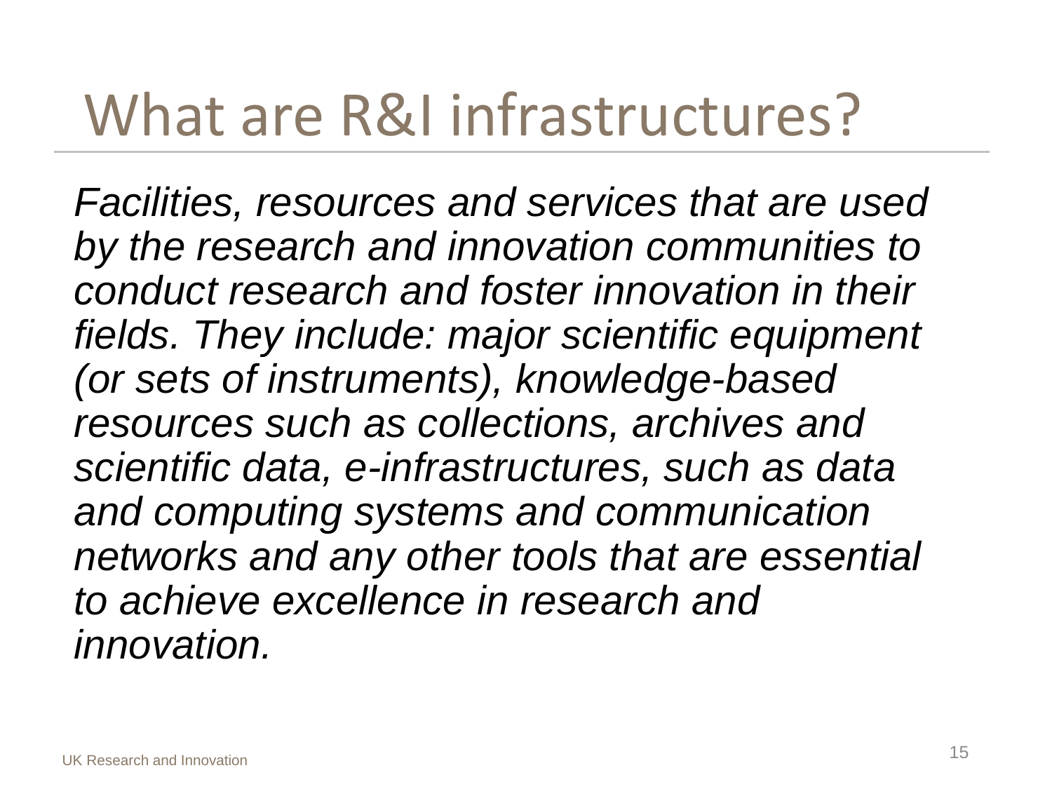# What are R&I infrastructures?

*Facilities, resources and services that are used by the research and innovation communities to conduct research and foster innovation in their fields. They include: major scientific equipment (or sets of instruments), knowledge-based resources such as collections, archives and scientific data, e-infrastructures, such as data and computing systems and communication networks and any other tools that are essential to achieve excellence in research and innovation.*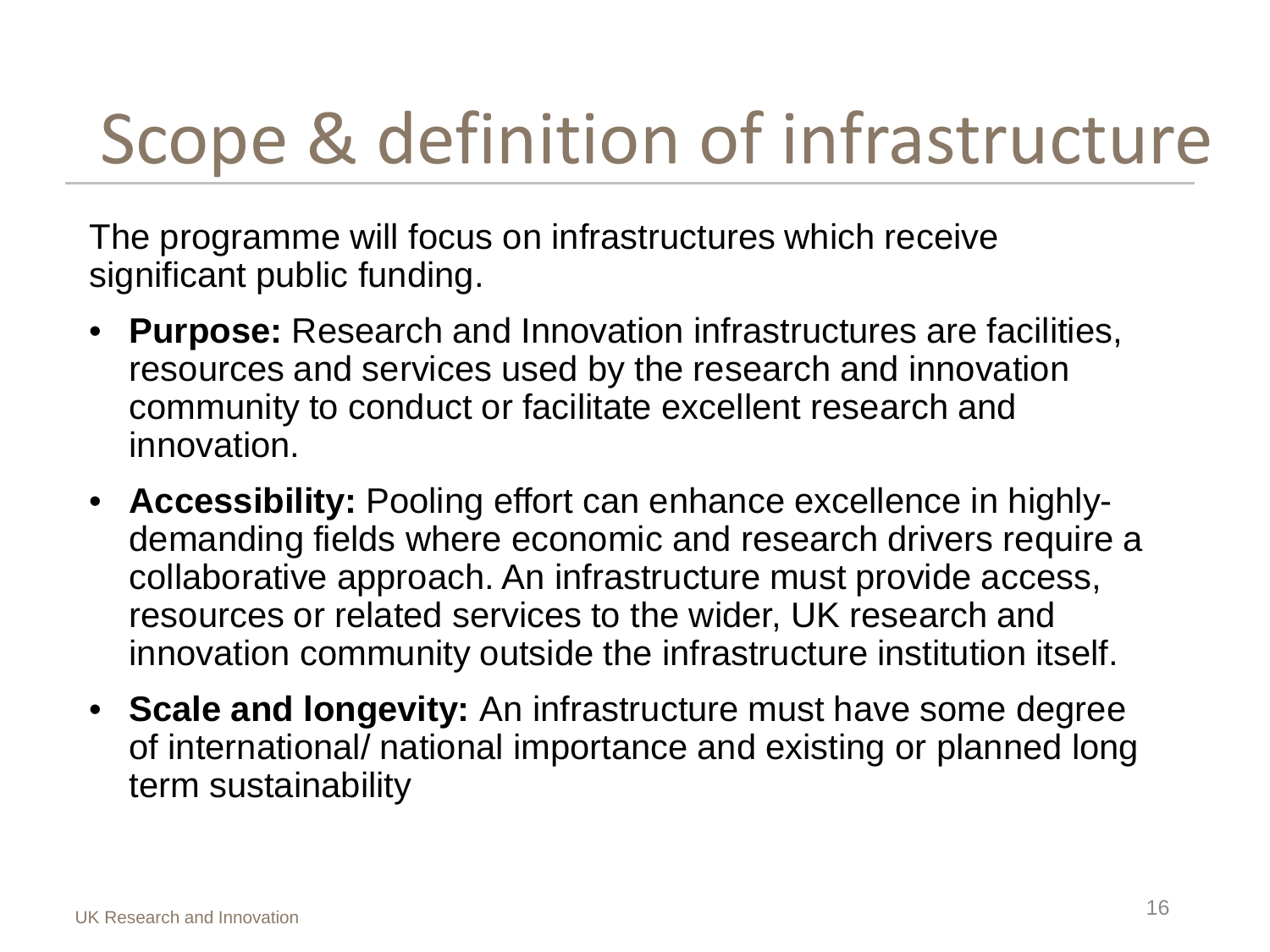# Scope & definition of infrastructure

The programme will focus on infrastructures which receive significant public funding.

- **Purpose:** Research and Innovation infrastructures are facilities, resources and services used by the research and innovation community to conduct or facilitate excellent research and innovation.
- **Accessibility:** Pooling effort can enhance excellence in highly-demanding fields where economic and research drivers require a collaborative approach. An infrastructure must provide access, resources or related services to the wider, UK research and innovation community outside the infrastructure institution itself.
- **Scale and longevity:** An infrastructure must have some degree of international/ national importance and existing or planned long term sustainability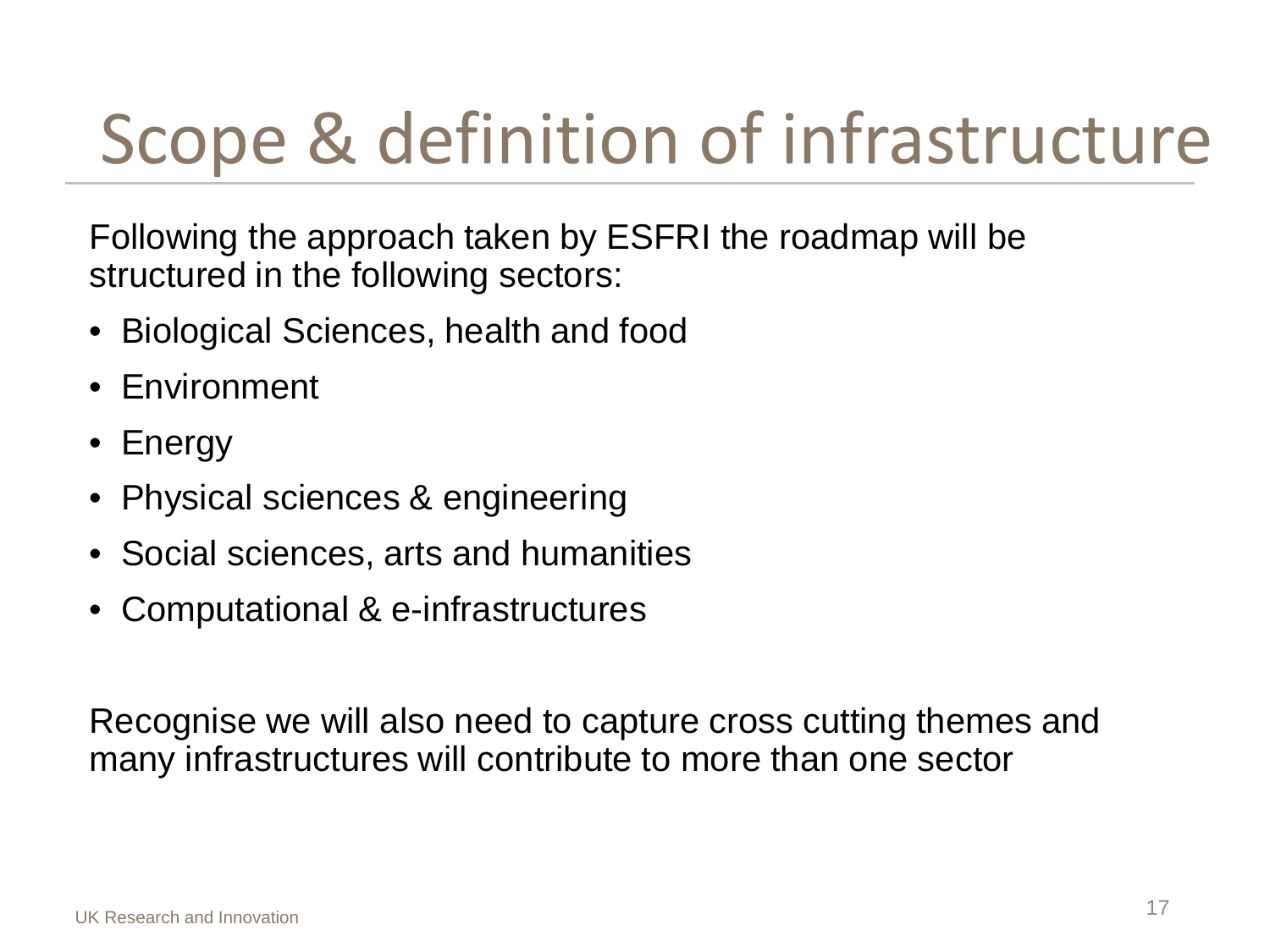# Scope & definition of infrastructure

Following the approach taken by ESFRI the roadmap will be structured in the following sectors:

- Biological Sciences, health and food
- Environment
- Energy
- Physical sciences & engineering
- Social sciences, arts and humanities
- Computational & e-infrastructures

Recognise we will also need to capture cross cutting themes and many infrastructures will contribute to more than one sector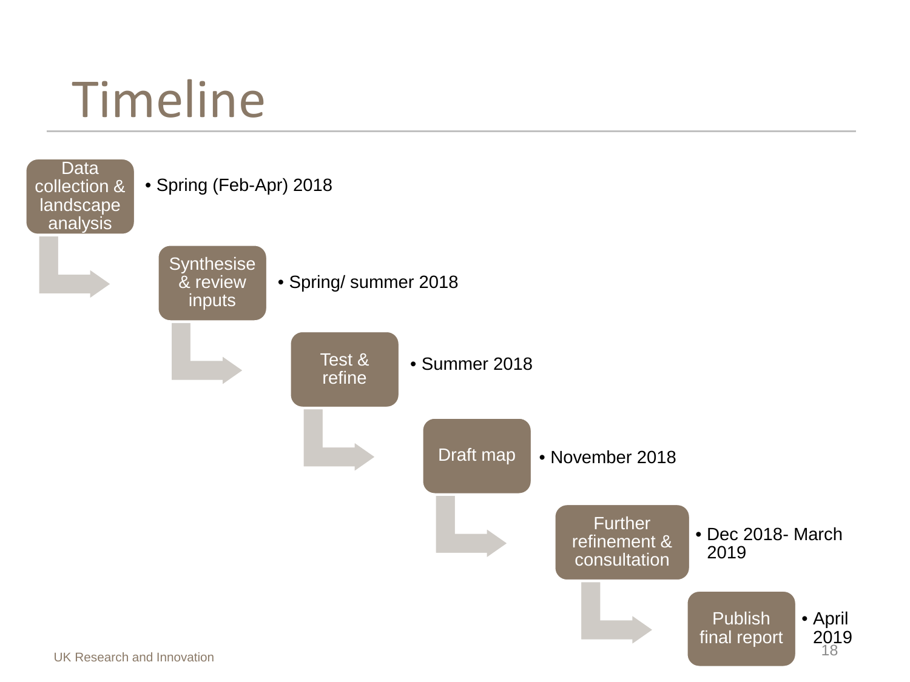# Timeline

- **Data collection & landscape analysis**
  - Spring (Feb-Apr) 2018
- **Synthesise & review inputs**
  - Spring/ summer 2018
- **Test & refine**
  - Summer 2018
- **Draft map**
  - November 2018
- **Further refinement & consultation**
  - Dec 2018- March 2019
- **Publish final report**
  - April 2019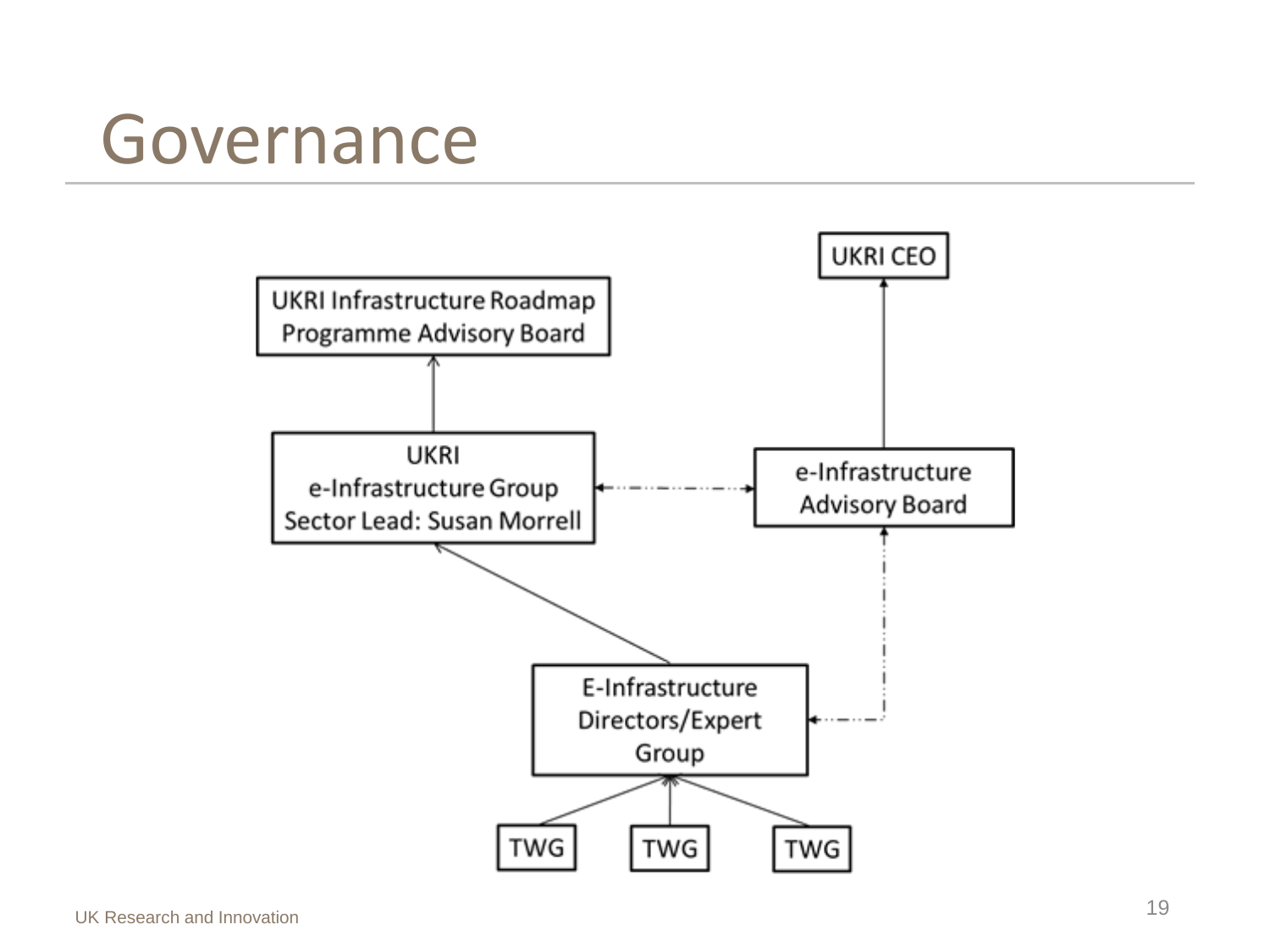# Governance

UKRI CEO

UKRI Infrastructure Roadmap Programme Advisory Board

UKRI e-Infrastructure Group Sector Lead: Susan Morrell

e-Infrastructure Advisory Board

E-Infrastructure Directors/Expert Group

TWG

TWG

TWG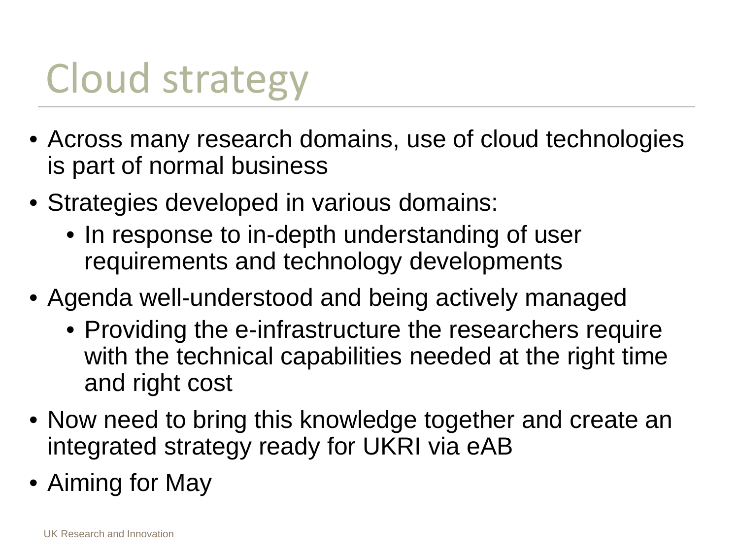# Cloud strategy

- Across many research domains, use of cloud technologies is part of normal business
- Strategies developed in various domains:
  - In response to in-depth understanding of user requirements and technology developments
- Agenda well-understood and being actively managed
  - Providing the e-infrastructure the researchers require with the technical capabilities needed at the right time and right cost
- Now need to bring this knowledge together and create an integrated strategy ready for UKRI via eAB
- Aiming for May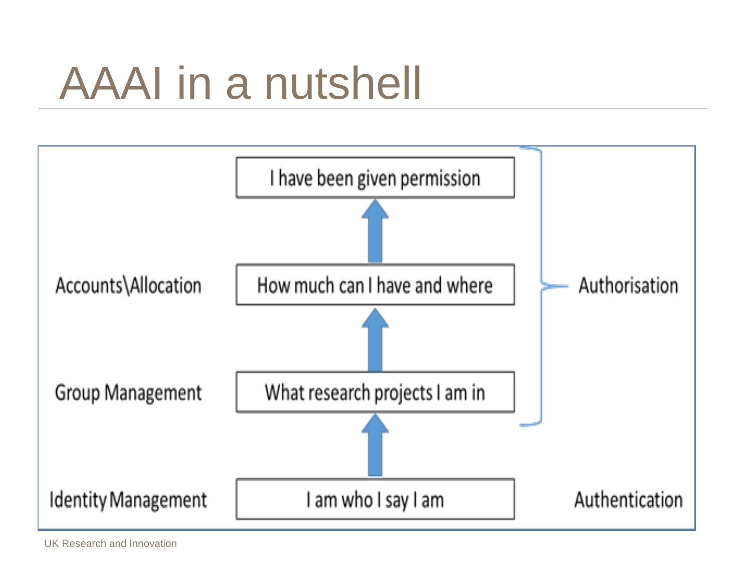# AAAI in a nutshell

| | | |
|---|---|---|
| | I have been given permission | Authorisation |
| Accounts\Allocation | How much can I have and where | |
| Group Management | What research projects I am in | |
| Identity Management | I am who I say I am | Authentication |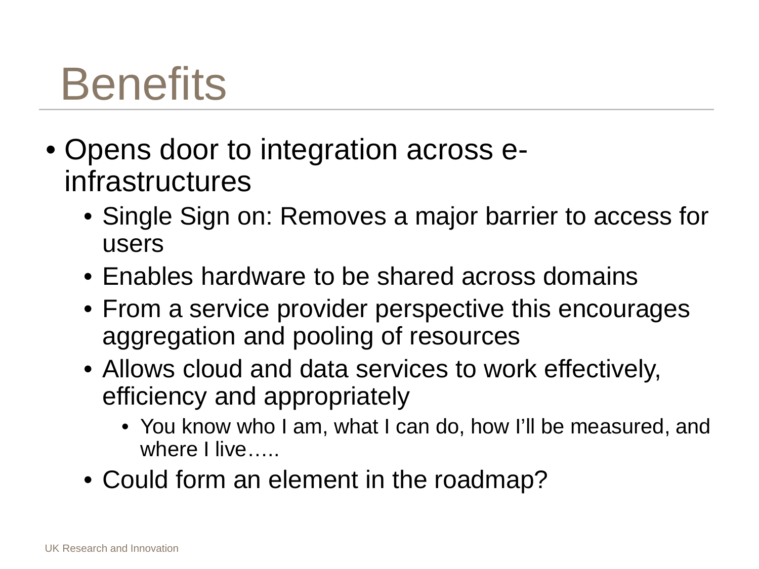# Benefits

- Opens door to integration across e-infrastructures
  - Single Sign on: Removes a major barrier to access for users
  - Enables hardware to be shared across domains
  - From a service provider perspective this encourages aggregation and pooling of resources
  - Allows cloud and data services to work effectively, efficiency and appropriately
    - You know who I am, what I can do, how I'll be measured, and where I live…..
  - Could form an element in the roadmap?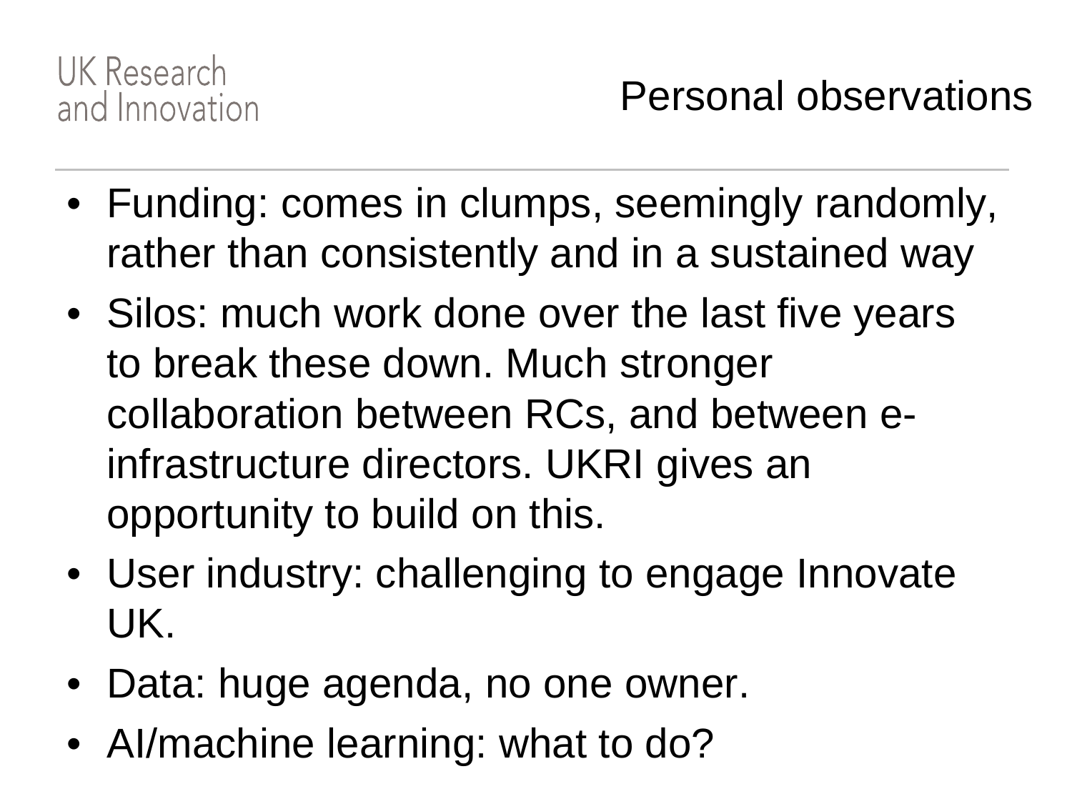UK Research and Innovation

# Personal observations

- Funding: comes in clumps, seemingly randomly, rather than consistently and in a sustained way
- Silos: much work done over the last five years to break these down. Much stronger collaboration between RCs, and between e-infrastructure directors. UKRI gives an opportunity to build on this.
- User industry: challenging to engage Innovate UK.
- Data: huge agenda, no one owner.
- AI/machine learning: what to do?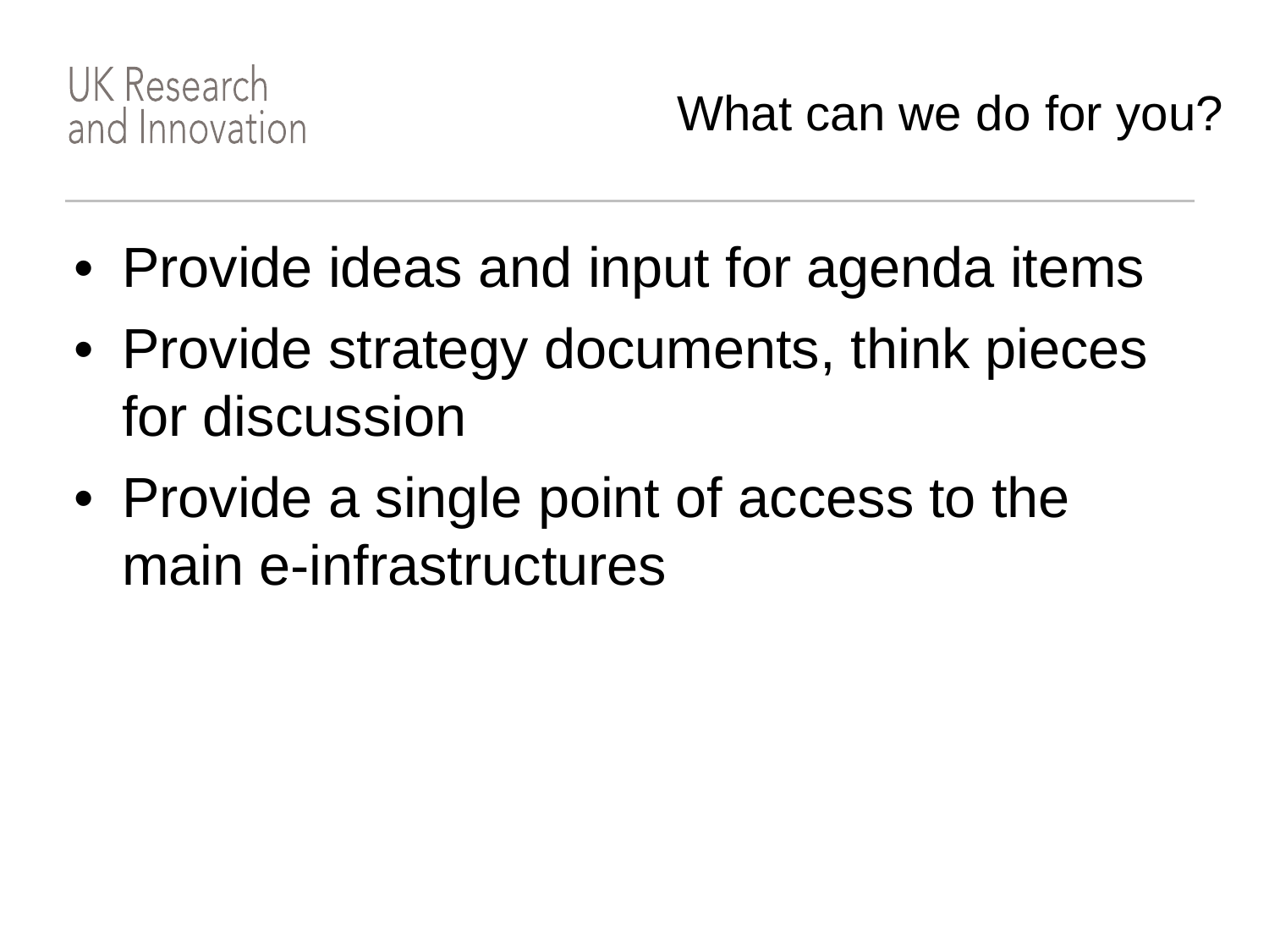# What can we do for you?

- Provide ideas and input for agenda items
- Provide strategy documents, think pieces for discussion
- Provide a single point of access to the main e-infrastructures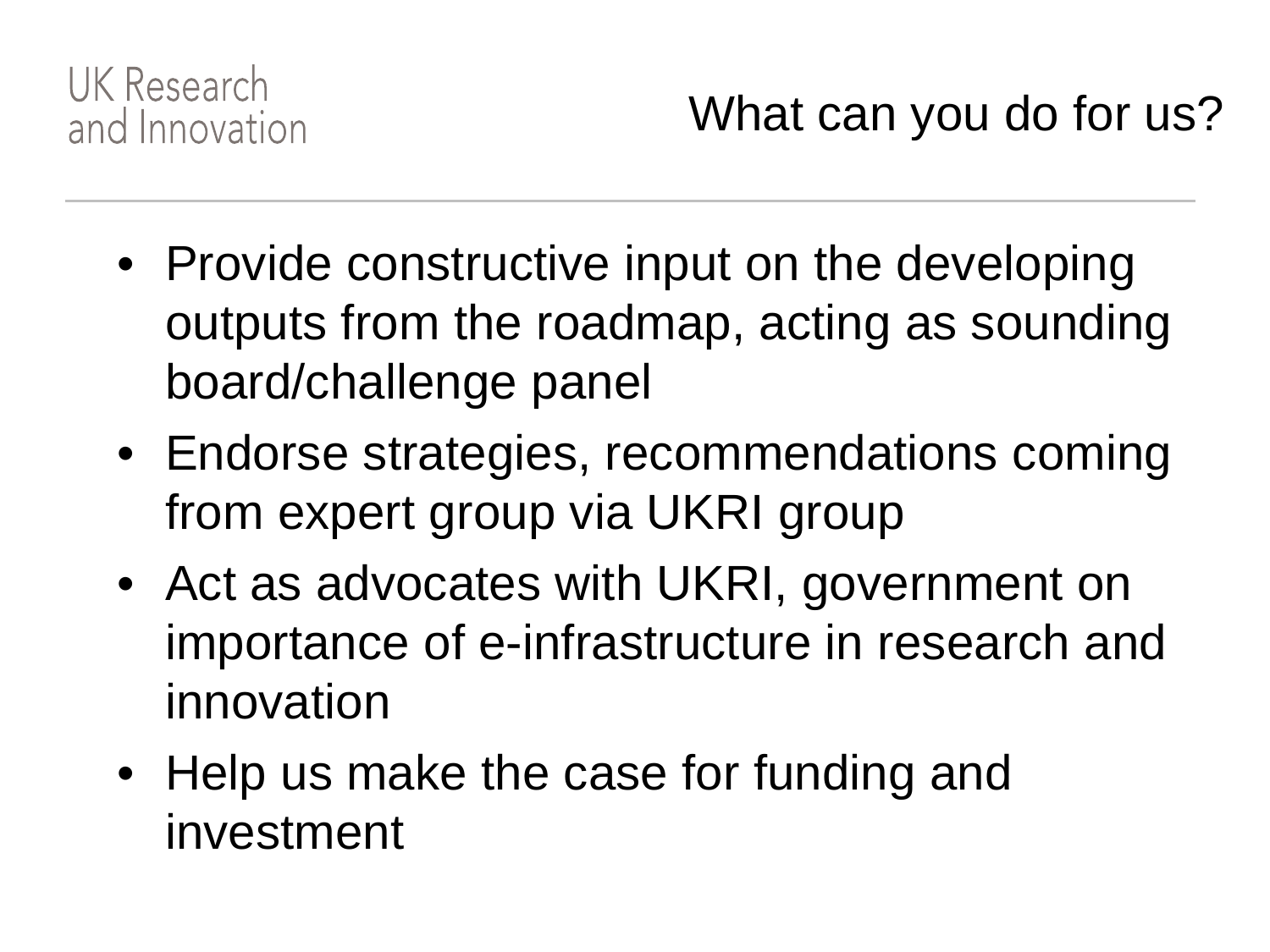UK Research and Innovation

# What can you do for us?

- Provide constructive input on the developing outputs from the roadmap, acting as sounding board/challenge panel
- Endorse strategies, recommendations coming from expert group via UKRI group
- Act as advocates with UKRI, government on importance of e-infrastructure in research and innovation
- Help us make the case for funding and investment